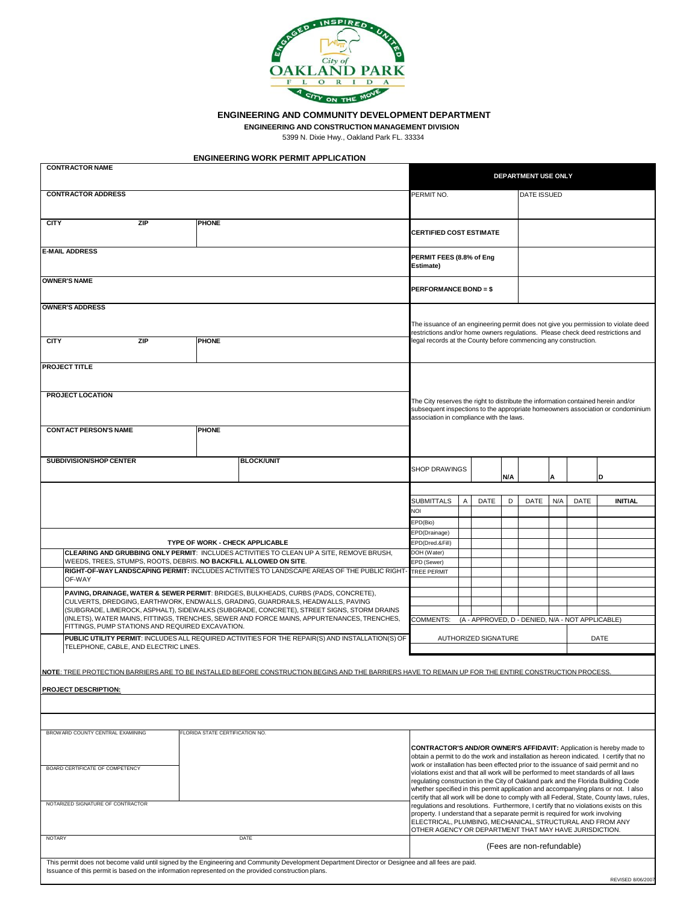# ENGINEERING AND COMMUNITY DEVELOPMENT DEPARTMENT

**ENGINEERING AND CONSTRUCTION MANAGEMENT DIVISION**

5399 N. Dixie Hwy., Oakland Park FL. 33334

## ENGINEERING WORK PERMIT APPLICATION

| | |
|---|---|
| **CONTRACTOR NAME** | **DEPARTMENT USE ONLY** |
| **CONTRACTOR ADDRESS** | PERMIT NO. / DATE ISSUED |
| **CITY** / **ZIP** / **PHONE** | **CERTIFIED COST ESTIMATE** |
| **E-MAIL ADDRESS** | **PERMIT FEES (8.8% of Eng Estimate)** |
| **OWNER'S NAME** | **PERFORMANCE BOND = $** |
| **OWNER'S ADDRESS** | The issuance of an engineering permit does not give you permission to violate deed restrictions and/or home owners regulations. Please check deed restrictions and legal records at the County before commencing any construction. |
| **CITY** / **ZIP** / **PHONE** | |
| **PROJECT TITLE** | |
| **PROJECT LOCATION** | The City reserves the right to distribute the information contained herein and/or subsequent inspections to the appropriate homeowners association or condominium association in compliance with the laws. |
| **CONTACT PERSON'S NAME** / **PHONE** | |
| **SUBDIVISION/SHOP CENTER** / **BLOCK/UNIT** | SHOP DRAWINGS / N/A / A / D |

| SUBMITTALS | A | DATE | D | DATE | N/A | DATE | INITIAL |
|---|---|---|---|---|---|---|---|
| NOI | | | | | | | |
| EPD(Bio) | | | | | | | |
| EPD(Drainage) | | | | | | | |
| EPD(Dred.&Fill) | | | | | | | |
| DOH (Water) | | | | | | | |
| EPD (Sewer) | | | | | | | |
| TREE PERMIT | | | | | | | |
| | | | | | | | |
| | | | | | | | |
| | | | | | | | |

COMMENTS: (A - APPROVED, D - DENIED, N/A - NOT APPLICABLE)

AUTHORIZED SIGNATURE &nbsp;&nbsp;&nbsp; DATE

### TYPE OF WORK - CHECK APPLICABLE

- **CLEARING AND GRUBBING ONLY PERMIT**: INCLUDES ACTIVITIES TO CLEAN UP A SITE, REMOVE BRUSH, WEEDS, TREES, STUMPS, ROOTS, DEBRIS. **NO BACKFILL ALLOWED ON SITE**.
- **RIGHT-OF-WAY LANDSCAPING PERMIT:** INCLUDES ACTIVITIES TO LANDSCAPE AREAS OF THE PUBLIC RIGHT-OF-WAY
- **PAVING, DRAINAGE, WATER & SEWER PERMIT**: BRIDGES, BULKHEADS, CURBS (PADS, CONCRETE), CULVERTS, DREDGING, EARTHWORK, ENDWALLS, GRADING, GUARDRAILS, HEADWALLS, PAVING (SUBGRADE, LIMEROCK, ASPHALT), SIDEWALKS (SUBGRADE, CONCRETE), STREET SIGNS, STORM DRAINS (INLETS), WATER MAINS, FITTINGS, TRENCHES, SEWER AND FORCE MAINS, APPURTENANCES, TRENCHES, FITTINGS, PUMP STATIONS AND REQUIRED EXCAVATION.
- **PUBLIC UTILITY PERMIT**: INCLUDES ALL REQUIRED ACTIVITIES FOR THE REPAIR(S) AND INSTALLATION(S) OF TELEPHONE, CABLE, AND ELECTRIC LINES.

**NOTE**: TREE PROTECTION BARRIERS ARE TO BE INSTALLED BEFORE CONSTRUCTION BEGINS AND THE BARRIERS HAVE TO REMAIN UP FOR THE ENTIRE CONSTRUCTION PROCESS.

**PROJECT DESCRIPTION:**

| | |
|---|---|
| BROWARD COUNTY CENTRAL EXAMINING BOARD CERTIFICATE OF COMPETENCY | FLORIDA STATE CERTIFICATION NO. |
| NOTARIZED SIGNATURE OF CONTRACTOR | |
| NOTARY | DATE |

**CONTRACTOR'S AND/OR OWNER'S AFFIDAVIT:** Application is hereby made to obtain a permit to do the work and installation as hereon indicated. I certify that no work or installation has been effected prior to the issuance of said permit and no violations exist and that all work will be performed to meet standards of all laws regulating construction in the City of Oakland park and the Florida Building Code whether specified in this permit application and accompanying plans or not. I also certify that all work will be done to comply with all Federal, State, County laws, rules, regulations and resolutions. Furthermore, I certify that no violations exists on this property. I understand that a separate permit is required for work involving ELECTRICAL, PLUMBING, MECHANICAL, STRUCTURAL AND FROM ANY OTHER AGENCY OR DEPARTMENT THAT MAY HAVE JURISDICTION.

(Fees are non-refundable)

This permit does not become valid until signed by the Engineering and Community Development Department Director or Designee and all fees are paid. Issuance of this permit is based on the information represented on the provided construction plans.

REVISED 8/06/2007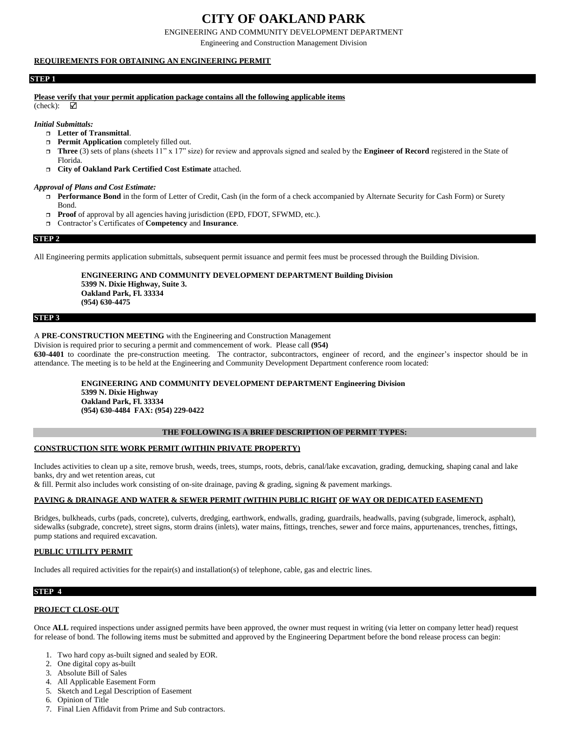# CITY OF OAKLAND PARK

ENGINEERING AND COMMUNITY DEVELOPMENT DEPARTMENT

Engineering and Construction Management Division

**REQUIREMENTS FOR OBTAINING AN ENGINEERING PERMIT**

## STEP 1

**Please verify that your permit application package contains all the following applicable items**
(check): ☑

***Initial Submittals:***

- ☐ **Letter of Transmittal**.
- ☐ **Permit Application** completely filled out.
- ☐ **Three** (3) sets of plans (sheets 11" x 17" size) for review and approvals signed and sealed by the **Engineer of Record** registered in the State of Florida.
- ☐ **City of Oakland Park Certified Cost Estimate** attached.

***Approval of Plans and Cost Estimate:***

- ☐ **Performance Bond** in the form of Letter of Credit, Cash (in the form of a check accompanied by Alternate Security for Cash Form) or Surety Bond.
- ☐ **Proof** of approval by all agencies having jurisdiction (EPD, FDOT, SFWMD, etc.).
- ☐ Contractor's Certificates of **Competency** and **Insurance**.

## STEP 2

All Engineering permits application submittals, subsequent permit issuance and permit fees must be processed through the Building Division.

**ENGINEERING AND COMMUNITY DEVELOPMENT DEPARTMENT Building Division**
**5399 N. Dixie Highway, Suite 3.**
**Oakland Park, Fl. 33334**
**(954) 630-4475**

## STEP 3

A **PRE-CONSTRUCTION MEETING** with the Engineering and Construction Management Division is required prior to securing a permit and commencement of work. Please call **(954) 630-4401** to coordinate the pre-construction meeting. The contractor, subcontractors, engineer of record, and the engineer's inspector should be in attendance. The meeting is to be held at the Engineering and Community Development Department conference room located:

**ENGINEERING AND COMMUNITY DEVELOPMENT DEPARTMENT Engineering Division**
**5399 N. Dixie Highway**
**Oakland Park, Fl. 33334**
**(954) 630-4484 FAX: (954) 229-0422**

## THE FOLLOWING IS A BRIEF DESCRIPTION OF PERMIT TYPES:

**CONSTRUCTION SITE WORK PERMIT (WITHIN PRIVATE PROPERTY)**

Includes activities to clean up a site, remove brush, weeds, trees, stumps, roots, debris, canal/lake excavation, grading, demucking, shaping canal and lake banks, dry and wet retention areas, cut & fill. Permit also includes work consisting of on-site drainage, paving & grading, signing & pavement markings.

**PAVING & DRAINAGE AND WATER & SEWER PERMIT (WITHIN PUBLIC RIGHT OF WAY OR DEDICATED EASEMENT)**

Bridges, bulkheads, curbs (pads, concrete), culverts, dredging, earthwork, endwalls, grading, guardrails, headwalls, paving (subgrade, limerock, asphalt), sidewalks (subgrade, concrete), street signs, storm drains (inlets), water mains, fittings, trenches, sewer and force mains, appurtenances, trenches, fittings, pump stations and required excavation.

**PUBLIC UTILITY PERMIT**

Includes all required activities for the repair(s) and installation(s) of telephone, cable, gas and electric lines.

## STEP 4

**PROJECT CLOSE-OUT**

Once **ALL** required inspections under assigned permits have been approved, the owner must request in writing (via letter on company letter head) request for release of bond. The following items must be submitted and approved by the Engineering Department before the bond release process can begin:

1. Two hard copy as-built signed and sealed by EOR.
2. One digital copy as-built
3. Absolute Bill of Sales
4. All Applicable Easement Form
5. Sketch and Legal Description of Easement
6. Opinion of Title
7. Final Lien Affidavit from Prime and Sub contractors.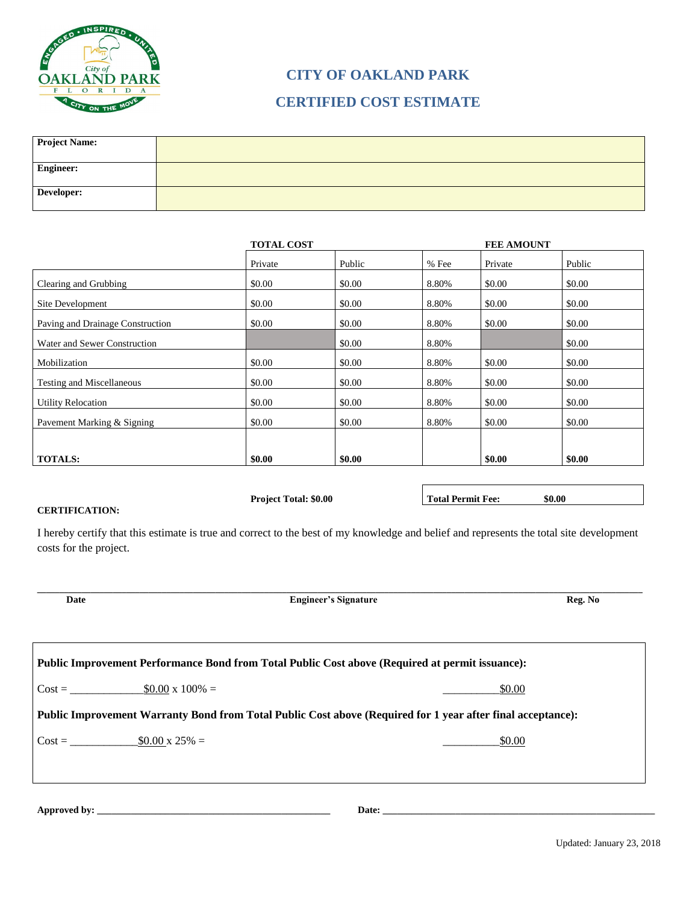# CITY OF OAKLAND PARK

## CERTIFIED COST ESTIMATE

| | |
|---|---|
| **Project Name:** | |
| **Engineer:** | |
| **Developer:** | |

| | TOTAL COST | | | FEE AMOUNT | |
|---|---|---|---|---|---|
| | Private | Public | % Fee | Private | Public |
| Clearing and Grubbing | $0.00 | $0.00 | 8.80% | $0.00 | $0.00 |
| Site Development | $0.00 | $0.00 | 8.80% | $0.00 | $0.00 |
| Paving and Drainage Construction | $0.00 | $0.00 | 8.80% | $0.00 | $0.00 |
| Water and Sewer Construction | | $0.00 | 8.80% | | $0.00 |
| Mobilization | $0.00 | $0.00 | 8.80% | $0.00 | $0.00 |
| Testing and Miscellaneous | $0.00 | $0.00 | 8.80% | $0.00 | $0.00 |
| Utility Relocation | $0.00 | $0.00 | 8.80% | $0.00 | $0.00 |
| Pavement Marking & Signing | $0.00 | $0.00 | 8.80% | $0.00 | $0.00 |
| **TOTALS:** | **$0.00** | **$0.00** | | **$0.00** | **$0.00** |

**Project Total: $0.00**

**Total Permit Fee: $0.00**

**CERTIFICATION:**

I hereby certify that this estimate is true and correct to the best of my knowledge and belief and represents the total site development costs for the project.

____________________________________________________________________________________________

**Date** **Engineer's Signature** **Reg. No**

**Public Improvement Performance Bond from Total Public Cost above (Required at permit issuance):**

Cost = ____________$0.00 x 100% = __________$0.00

**Public Improvement Warranty Bond from Total Public Cost above (Required for 1 year after final acceptance):**

Cost = ____________$0.00 x 25% = __________$0.00

**Approved by:** _______________________________________________ **Date:** _______________________________________________________

Updated: January 23, 2018